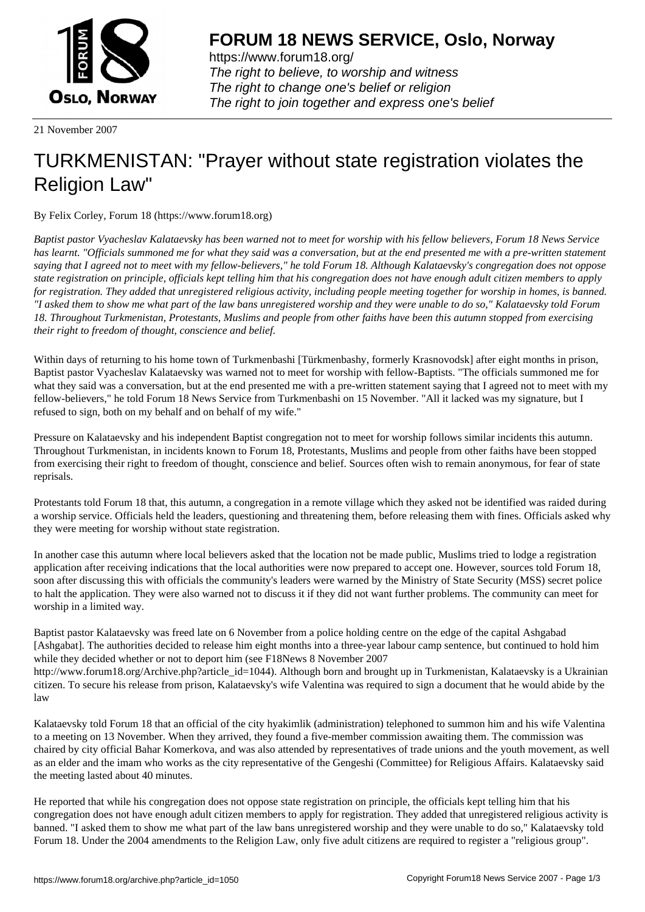**FORUM 18 NEWS SERVICE, Oslo, Norway**

https://www.forum18.org/
*The right to believe, to worship and witness*
*The right to change one's belief or religion*
*The right to join together and express one's belief*

21 November 2007

# TURKMENISTAN: "Prayer without state registration violates the Religion Law"

By Felix Corley, Forum 18 (https://www.forum18.org)

*Baptist pastor Vyacheslav Kalataevsky has been warned not to meet for worship with his fellow believers, Forum 18 News Service has learnt. "Officials summoned me for what they said was a conversation, but at the end presented me with a pre-written statement saying that I agreed not to meet with my fellow-believers," he told Forum 18. Although Kalataevsky's congregation does not oppose state registration on principle, officials kept telling him that his congregation does not have enough adult citizen members to apply for registration. They added that unregistered religious activity, including people meeting together for worship in homes, is banned. "I asked them to show me what part of the law bans unregistered worship and they were unable to do so," Kalataevsky told Forum 18. Throughout Turkmenistan, Protestants, Muslims and people from other faiths have been this autumn stopped from exercising their right to freedom of thought, conscience and belief.*

Within days of returning to his home town of Turkmenbashi [Türkmenbashy, formerly Krasnovodsk] after eight months in prison, Baptist pastor Vyacheslav Kalataevsky was warned not to meet for worship with fellow-Baptists. "The officials summoned me for what they said was a conversation, but at the end presented me with a pre-written statement saying that I agreed not to meet with my fellow-believers," he told Forum 18 News Service from Turkmenbashi on 15 November. "All it lacked was my signature, but I refused to sign, both on my behalf and on behalf of my wife."

Pressure on Kalataevsky and his independent Baptist congregation not to meet for worship follows similar incidents this autumn. Throughout Turkmenistan, in incidents known to Forum 18, Protestants, Muslims and people from other faiths have been stopped from exercising their right to freedom of thought, conscience and belief. Sources often wish to remain anonymous, for fear of state reprisals.

Protestants told Forum 18 that, this autumn, a congregation in a remote village which they asked not be identified was raided during a worship service. Officials held the leaders, questioning and threatening them, before releasing them with fines. Officials asked why they were meeting for worship without state registration.

In another case this autumn where local believers asked that the location not be made public, Muslims tried to lodge a registration application after receiving indications that the local authorities were now prepared to accept one. However, sources told Forum 18, soon after discussing this with officials the community's leaders were warned by the Ministry of State Security (MSS) secret police to halt the application. They were also warned not to discuss it if they did not want further problems. The community can meet for worship in a limited way.

Baptist pastor Kalataevsky was freed late on 6 November from a police holding centre on the edge of the capital Ashgabad [Ashgabat]. The authorities decided to release him eight months into a three-year labour camp sentence, but continued to hold him while they decided whether or not to deport him (see F18News 8 November 2007 http://www.forum18.org/Archive.php?article_id=1044). Although born and brought up in Turkmenistan, Kalataevsky is a Ukrainian citizen. To secure his release from prison, Kalataevsky's wife Valentina was required to sign a document that he would abide by the law

Kalataevsky told Forum 18 that an official of the city hyakimlik (administration) telephoned to summon him and his wife Valentina to a meeting on 13 November. When they arrived, they found a five-member commission awaiting them. The commission was chaired by city official Bahar Komerkova, and was also attended by representatives of trade unions and the youth movement, as well as an elder and the imam who works as the city representative of the Gengeshi (Committee) for Religious Affairs. Kalataevsky said the meeting lasted about 40 minutes.

He reported that while his congregation does not oppose state registration on principle, the officials kept telling him that his congregation does not have enough adult citizen members to apply for registration. They added that unregistered religious activity is banned. "I asked them to show me what part of the law bans unregistered worship and they were unable to do so," Kalataevsky told Forum 18. Under the 2004 amendments to the Religion Law, only five adult citizens are required to register a "religious group".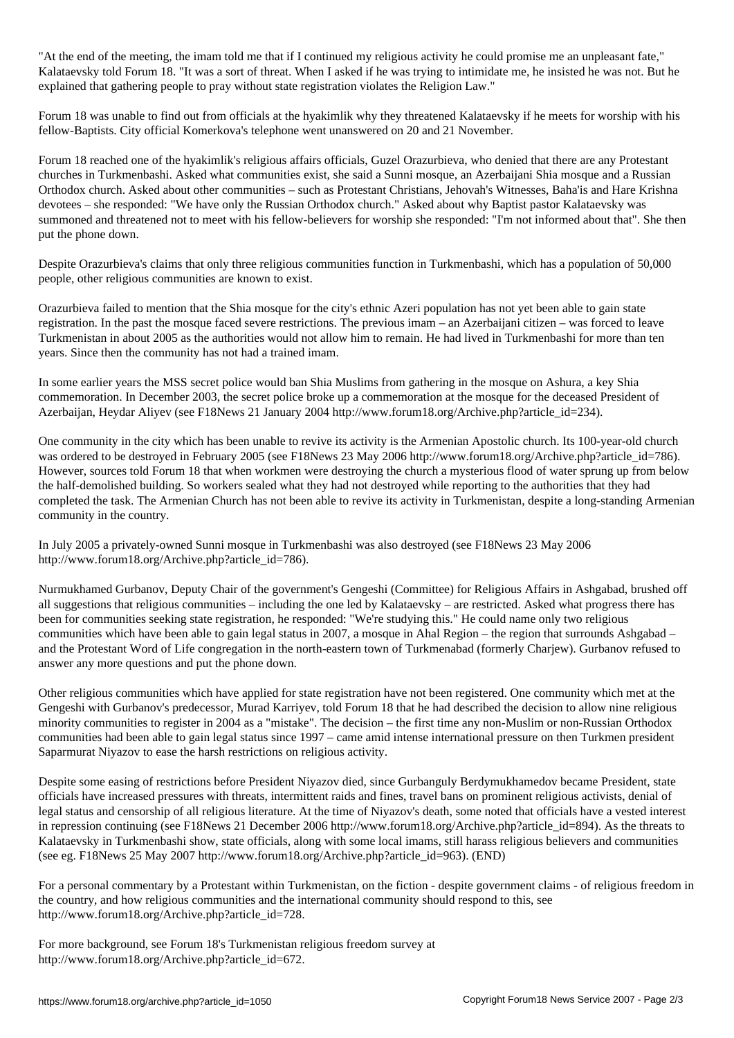"At the end of the meeting, the imam told me that if I continued my religious activity he could promise me an unpleasant fate," Kalataevsky told Forum 18. "It was a sort of threat. When I asked if he was trying to intimidate me, he insisted he was not. But he explained that gathering people to pray without state registration violates the Religion Law."

Forum 18 was unable to find out from officials at the hyakimlik why they threatened Kalataevsky if he meets for worship with his fellow-Baptists. City official Komerkova's telephone went unanswered on 20 and 21 November.

Forum 18 reached one of the hyakimlik's religious affairs officials, Guzel Orazurbieva, who denied that there are any Protestant churches in Turkmenbashi. Asked what communities exist, she said a Sunni mosque, an Azerbaijani Shia mosque and a Russian Orthodox church. Asked about other communities – such as Protestant Christians, Jehovah's Witnesses, Baha'is and Hare Krishna devotees – she responded: "We have only the Russian Orthodox church." Asked about why Baptist pastor Kalataevsky was summoned and threatened not to meet with his fellow-believers for worship she responded: "I'm not informed about that". She then put the phone down.

Despite Orazurbieva's claims that only three religious communities function in Turkmenbashi, which has a population of 50,000 people, other religious communities are known to exist.

Orazurbieva failed to mention that the Shia mosque for the city's ethnic Azeri population has not yet been able to gain state registration. In the past the mosque faced severe restrictions. The previous imam – an Azerbaijani citizen – was forced to leave Turkmenistan in about 2005 as the authorities would not allow him to remain. He had lived in Turkmenbashi for more than ten years. Since then the community has not had a trained imam.

In some earlier years the MSS secret police would ban Shia Muslims from gathering in the mosque on Ashura, a key Shia commemoration. In December 2003, the secret police broke up a commemoration at the mosque for the deceased President of Azerbaijan, Heydar Aliyev (see F18News 21 January 2004 http://www.forum18.org/Archive.php?article_id=234).

One community in the city which has been unable to revive its activity is the Armenian Apostolic church. Its 100-year-old church was ordered to be destroyed in February 2005 (see F18News 23 May 2006 http://www.forum18.org/Archive.php?article_id=786). However, sources told Forum 18 that when workmen were destroying the church a mysterious flood of water sprung up from below the half-demolished building. So workers sealed what they had not destroyed while reporting to the authorities that they had completed the task. The Armenian Church has not been able to revive its activity in Turkmenistan, despite a long-standing Armenian community in the country.

In July 2005 a privately-owned Sunni mosque in Turkmenbashi was also destroyed (see F18News 23 May 2006 http://www.forum18.org/Archive.php?article_id=786).

Nurmukhamed Gurbanov, Deputy Chair of the government's Gengeshi (Committee) for Religious Affairs in Ashgabad, brushed off all suggestions that religious communities – including the one led by Kalataevsky – are restricted. Asked what progress there has been for communities seeking state registration, he responded: "We're studying this." He could name only two religious communities which have been able to gain legal status in 2007, a mosque in Ahal Region – the region that surrounds Ashgabad – and the Protestant Word of Life congregation in the north-eastern town of Turkmenabad (formerly Charjew). Gurbanov refused to answer any more questions and put the phone down.

Other religious communities which have applied for state registration have not been registered. One community which met at the Gengeshi with Gurbanov's predecessor, Murad Karriyev, told Forum 18 that he had described the decision to allow nine religious minority communities to register in 2004 as a "mistake". The decision – the first time any non-Muslim or non-Russian Orthodox communities had been able to gain legal status since 1997 – came amid intense international pressure on then Turkmen president Saparmurat Niyazov to ease the harsh restrictions on religious activity.

Despite some easing of restrictions before President Niyazov died, since Gurbanguly Berdymukhamedov became President, state officials have increased pressures with threats, intermittent raids and fines, travel bans on prominent religious activists, denial of legal status and censorship of all religious literature. At the time of Niyazov's death, some noted that officials have a vested interest in repression continuing (see F18News 21 December 2006 http://www.forum18.org/Archive.php?article_id=894). As the threats to Kalataevsky in Turkmenbashi show, state officials, along with some local imams, still harass religious believers and communities (see eg. F18News 25 May 2007 http://www.forum18.org/Archive.php?article_id=963). (END)

For a personal commentary by a Protestant within Turkmenistan, on the fiction - despite government claims - of religious freedom in the country, and how religious communities and the international community should respond to this, see http://www.forum18.org/Archive.php?article_id=728.

For more background, see Forum 18's Turkmenistan religious freedom survey at http://www.forum18.org/Archive.php?article_id=672.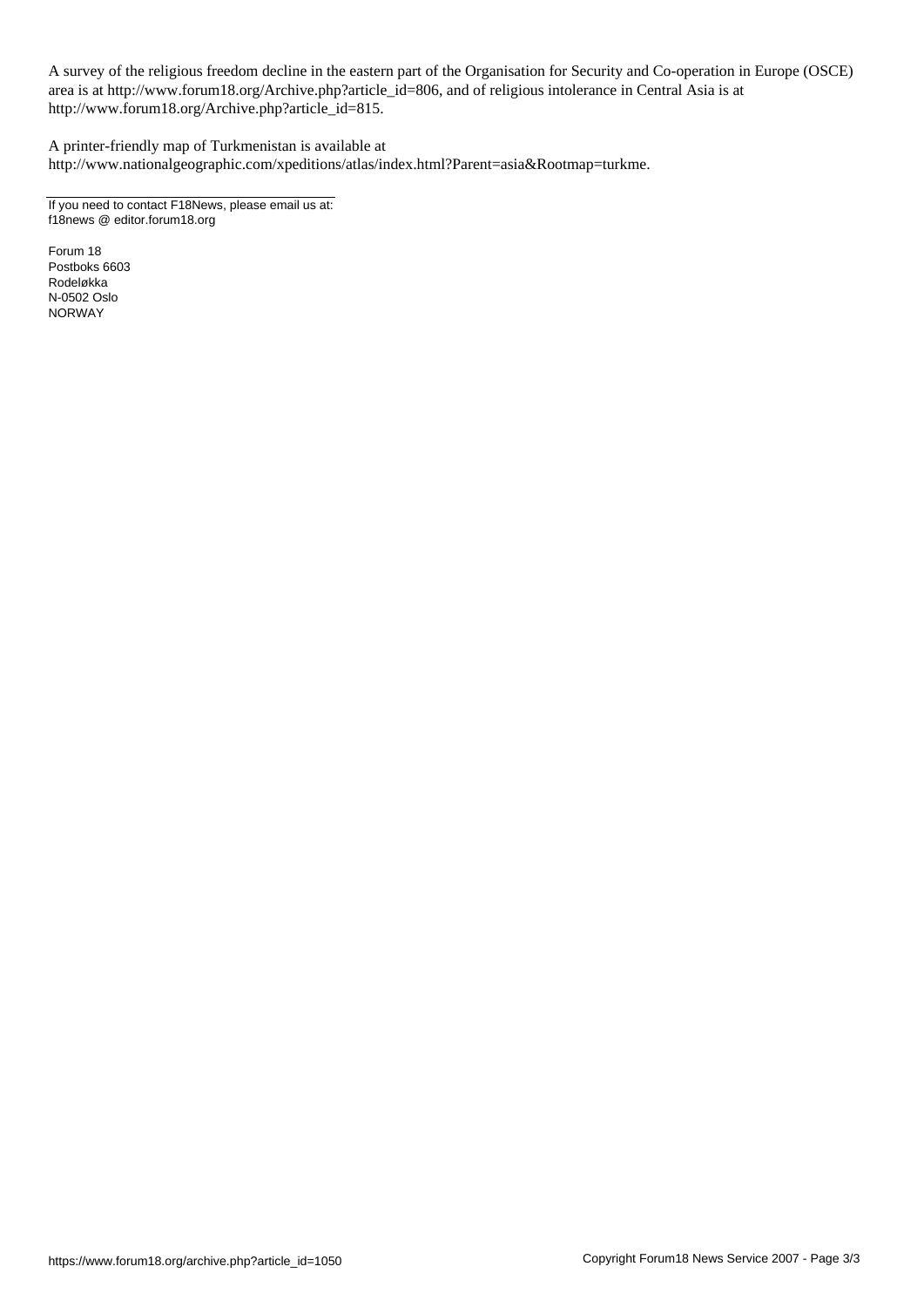A survey of the religious freedom decline in the eastern part of the Organisation for Security and Co-operation in Europe (OSCE) area is at http://www.forum18.org/Archive.php?article_id=806, and of religious intolerance in Central Asia is at http://www.forum18.org/Archive.php?article_id=815.

A printer-friendly map of Turkmenistan is available at http://www.nationalgeographic.com/xpeditions/atlas/index.html?Parent=asia&Rootmap=turkme.

---

If you need to contact F18News, please email us at:
f18news @ editor.forum18.org

Forum 18
Postboks 6603
Rodeløkka
N-0502 Oslo
NORWAY